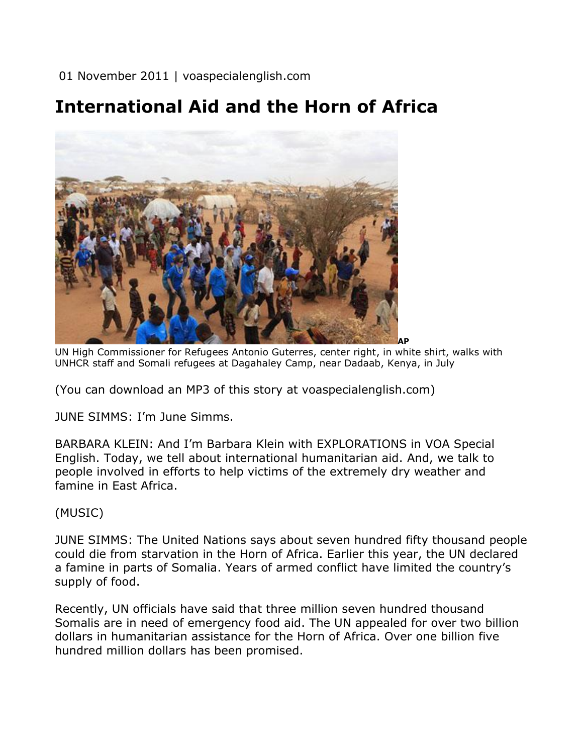01 November 2011 | voaspecialenglish.com

# International Aid and the Horn of Africa

AP

UN High Commissioner for Refugees Antonio Guterres, center right, in white shirt, walks with UNHCR staff and Somali refugees at Dagahaley Camp, near Dadaab, Kenya, in July

(You can download an MP3 of this story at voaspecialenglish.com)

JUNE SIMMS: I'm June Simms.

BARBARA KLEIN: And I'm Barbara Klein with EXPLORATIONS in VOA Special English. Today, we tell about international humanitarian aid. And, we talk to people involved in efforts to help victims of the extremely dry weather and famine in East Africa.

(MUSIC)

JUNE SIMMS: The United Nations says about seven hundred fifty thousand people could die from starvation in the Horn of Africa. Earlier this year, the UN declared a famine in parts of Somalia. Years of armed conflict have limited the country's supply of food.

Recently, UN officials have said that three million seven hundred thousand Somalis are in need of emergency food aid. The UN appealed for over two billion dollars in humanitarian assistance for the Horn of Africa. Over one billion five hundred million dollars has been promised.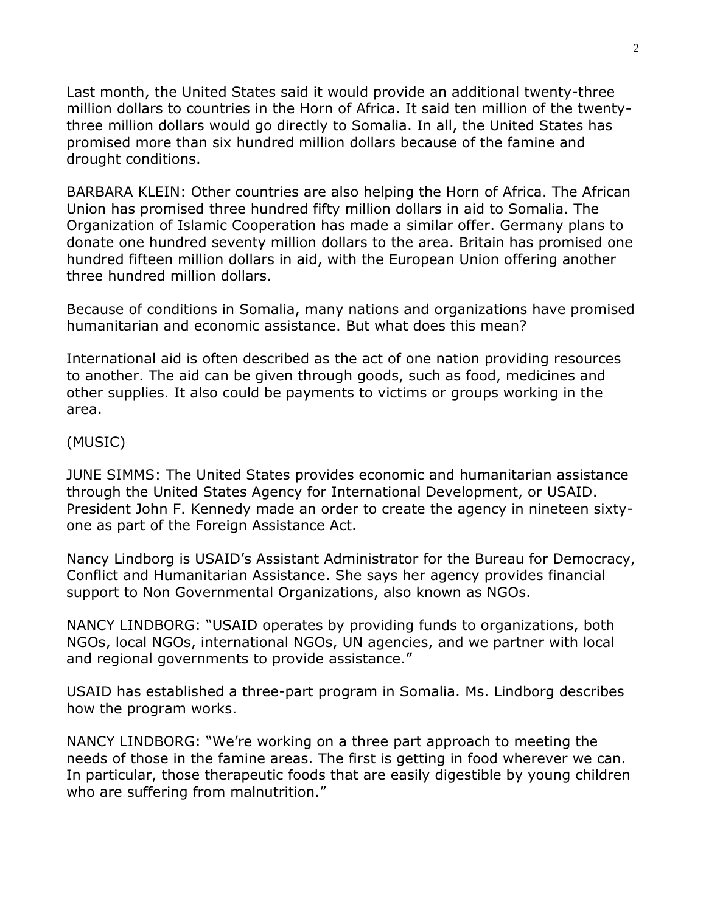Last month, the United States said it would provide an additional twenty-three million dollars to countries in the Horn of Africa. It said ten million of the twenty-three million dollars would go directly to Somalia. In all, the United States has promised more than six hundred million dollars because of the famine and drought conditions.

BARBARA KLEIN: Other countries are also helping the Horn of Africa. The African Union has promised three hundred fifty million dollars in aid to Somalia. The Organization of Islamic Cooperation has made a similar offer. Germany plans to donate one hundred seventy million dollars to the area. Britain has promised one hundred fifteen million dollars in aid, with the European Union offering another three hundred million dollars.

Because of conditions in Somalia, many nations and organizations have promised humanitarian and economic assistance. But what does this mean?

International aid is often described as the act of one nation providing resources to another. The aid can be given through goods, such as food, medicines and other supplies. It also could be payments to victims or groups working in the area.

(MUSIC)

JUNE SIMMS: The United States provides economic and humanitarian assistance through the United States Agency for International Development, or USAID. President John F. Kennedy made an order to create the agency in nineteen sixty-one as part of the Foreign Assistance Act.

Nancy Lindborg is USAID's Assistant Administrator for the Bureau for Democracy, Conflict and Humanitarian Assistance. She says her agency provides financial support to Non Governmental Organizations, also known as NGOs.

NANCY LINDBORG: "USAID operates by providing funds to organizations, both NGOs, local NGOs, international NGOs, UN agencies, and we partner with local and regional governments to provide assistance."

USAID has established a three-part program in Somalia. Ms. Lindborg describes how the program works.

NANCY LINDBORG: "We're working on a three part approach to meeting the needs of those in the famine areas. The first is getting in food wherever we can. In particular, those therapeutic foods that are easily digestible by young children who are suffering from malnutrition."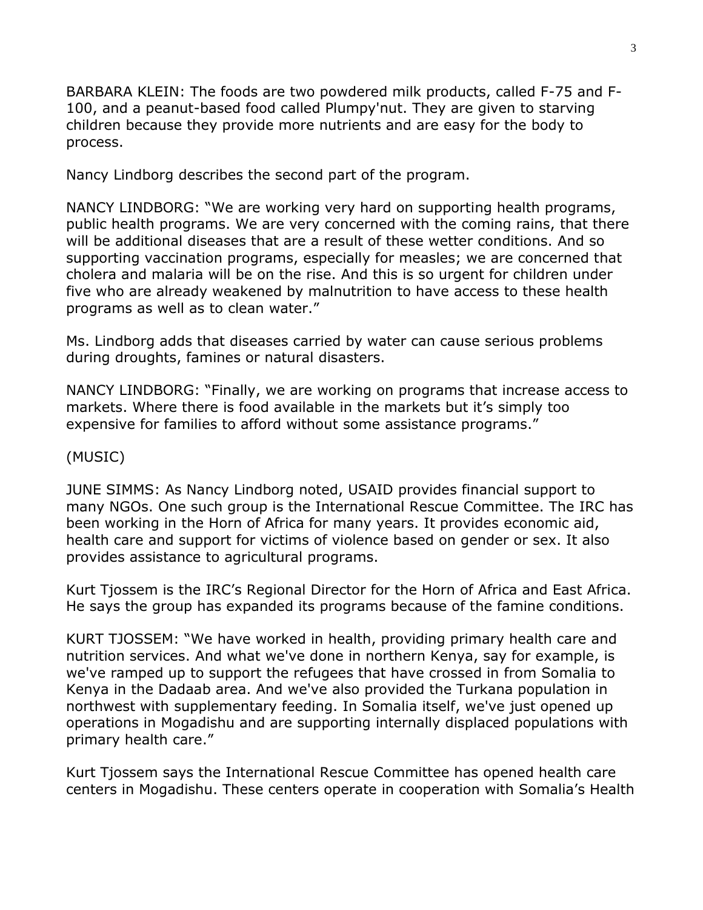BARBARA KLEIN: The foods are two powdered milk products, called F-75 and F-100, and a peanut-based food called Plumpy'nut. They are given to starving children because they provide more nutrients and are easy for the body to process.

Nancy Lindborg describes the second part of the program.

NANCY LINDBORG: "We are working very hard on supporting health programs, public health programs. We are very concerned with the coming rains, that there will be additional diseases that are a result of these wetter conditions. And so supporting vaccination programs, especially for measles; we are concerned that cholera and malaria will be on the rise. And this is so urgent for children under five who are already weakened by malnutrition to have access to these health programs as well as to clean water."

Ms. Lindborg adds that diseases carried by water can cause serious problems during droughts, famines or natural disasters.

NANCY LINDBORG: "Finally, we are working on programs that increase access to markets. Where there is food available in the markets but it's simply too expensive for families to afford without some assistance programs."

(MUSIC)

JUNE SIMMS: As Nancy Lindborg noted, USAID provides financial support to many NGOs. One such group is the International Rescue Committee. The IRC has been working in the Horn of Africa for many years. It provides economic aid, health care and support for victims of violence based on gender or sex. It also provides assistance to agricultural programs.

Kurt Tjossem is the IRC's Regional Director for the Horn of Africa and East Africa. He says the group has expanded its programs because of the famine conditions.

KURT TJOSSEM: "We have worked in health, providing primary health care and nutrition services. And what we've done in northern Kenya, say for example, is we've ramped up to support the refugees that have crossed in from Somalia to Kenya in the Dadaab area. And we've also provided the Turkana population in northwest with supplementary feeding. In Somalia itself, we've just opened up operations in Mogadishu and are supporting internally displaced populations with primary health care."

Kurt Tjossem says the International Rescue Committee has opened health care centers in Mogadishu. These centers operate in cooperation with Somalia's Health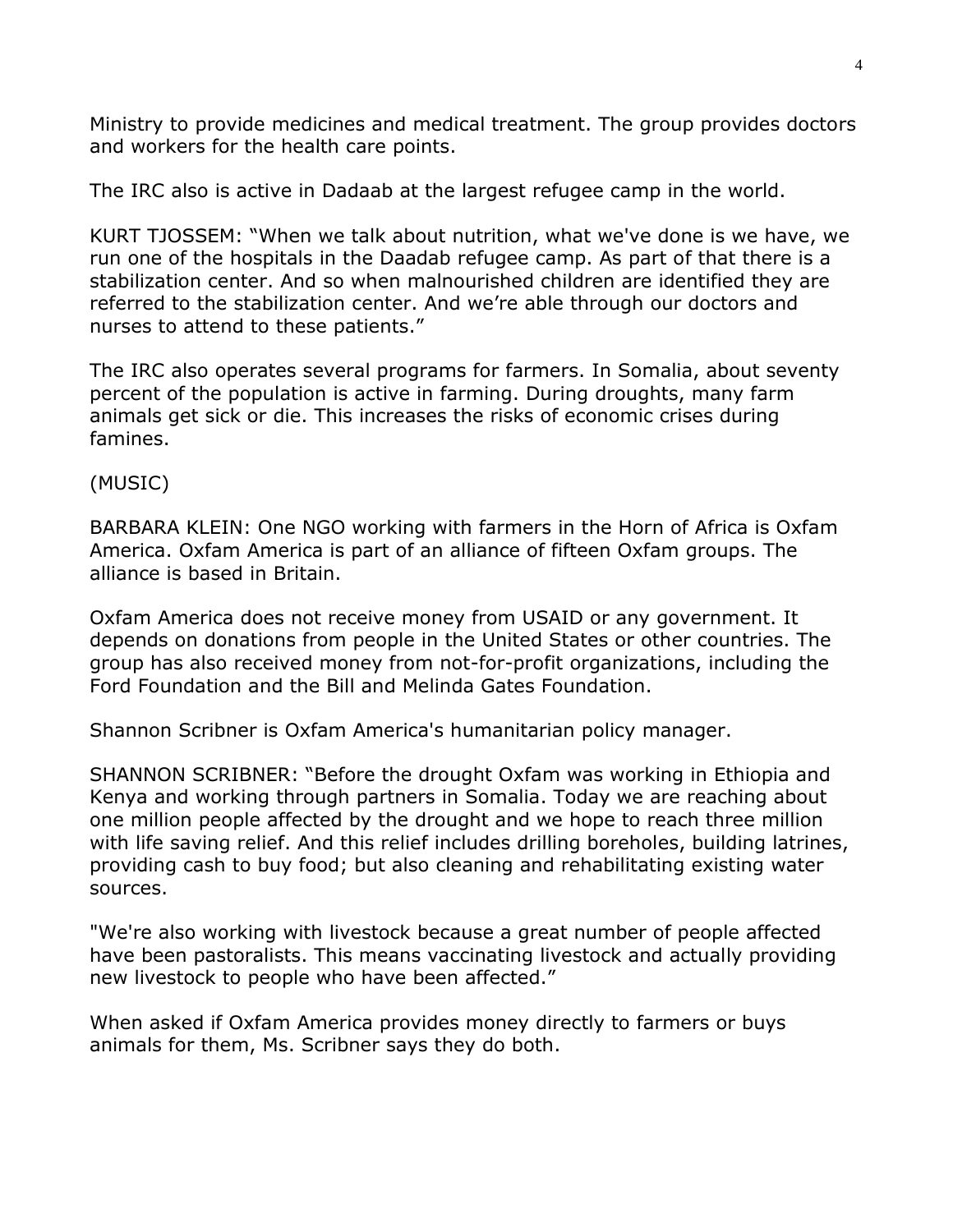Ministry to provide medicines and medical treatment. The group provides doctors and workers for the health care points.

The IRC also is active in Dadaab at the largest refugee camp in the world.

KURT TJOSSEM: "When we talk about nutrition, what we've done is we have, we run one of the hospitals in the Daadab refugee camp. As part of that there is a stabilization center. And so when malnourished children are identified they are referred to the stabilization center. And we're able through our doctors and nurses to attend to these patients."

The IRC also operates several programs for farmers. In Somalia, about seventy percent of the population is active in farming. During droughts, many farm animals get sick or die. This increases the risks of economic crises during famines.

(MUSIC)

BARBARA KLEIN: One NGO working with farmers in the Horn of Africa is Oxfam America. Oxfam America is part of an alliance of fifteen Oxfam groups. The alliance is based in Britain.

Oxfam America does not receive money from USAID or any government. It depends on donations from people in the United States or other countries. The group has also received money from not-for-profit organizations, including the Ford Foundation and the Bill and Melinda Gates Foundation.

Shannon Scribner is Oxfam America's humanitarian policy manager.

SHANNON SCRIBNER: "Before the drought Oxfam was working in Ethiopia and Kenya and working through partners in Somalia. Today we are reaching about one million people affected by the drought and we hope to reach three million with life saving relief. And this relief includes drilling boreholes, building latrines, providing cash to buy food; but also cleaning and rehabilitating existing water sources.

"We're also working with livestock because a great number of people affected have been pastoralists. This means vaccinating livestock and actually providing new livestock to people who have been affected."

When asked if Oxfam America provides money directly to farmers or buys animals for them, Ms. Scribner says they do both.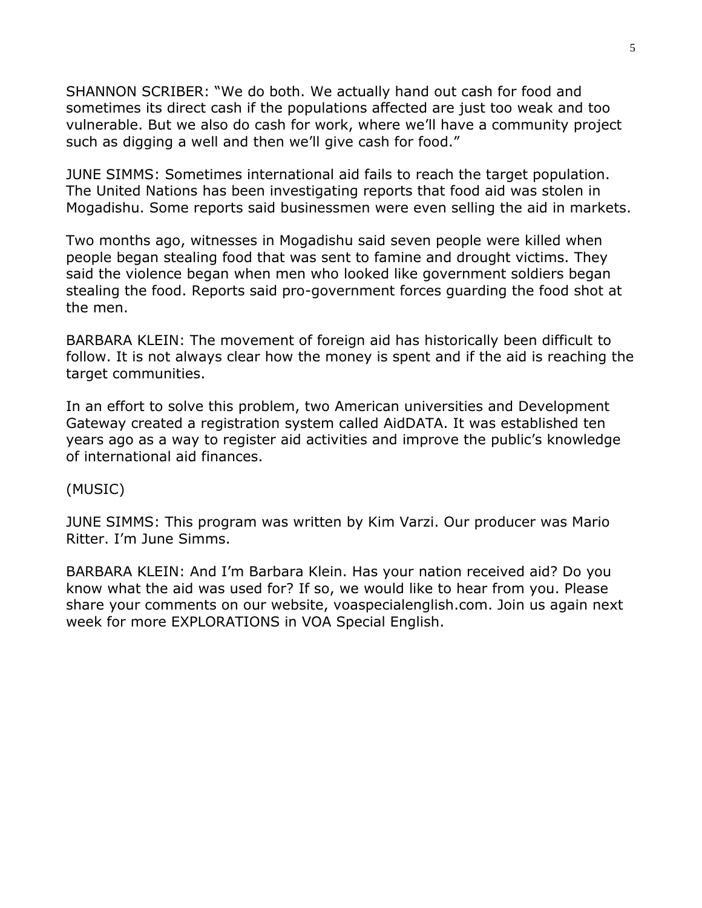SHANNON SCRIBER: "We do both. We actually hand out cash for food and sometimes its direct cash if the populations affected are just too weak and too vulnerable. But we also do cash for work, where we'll have a community project such as digging a well and then we'll give cash for food."

JUNE SIMMS: Sometimes international aid fails to reach the target population. The United Nations has been investigating reports that food aid was stolen in Mogadishu. Some reports said businessmen were even selling the aid in markets.

Two months ago, witnesses in Mogadishu said seven people were killed when people began stealing food that was sent to famine and drought victims. They said the violence began when men who looked like government soldiers began stealing the food. Reports said pro-government forces guarding the food shot at the men.

BARBARA KLEIN: The movement of foreign aid has historically been difficult to follow. It is not always clear how the money is spent and if the aid is reaching the target communities.

In an effort to solve this problem, two American universities and Development Gateway created a registration system called AidDATA. It was established ten years ago as a way to register aid activities and improve the public's knowledge of international aid finances.

(MUSIC)

JUNE SIMMS: This program was written by Kim Varzi. Our producer was Mario Ritter. I'm June Simms.

BARBARA KLEIN: And I'm Barbara Klein. Has your nation received aid? Do you know what the aid was used for? If so, we would like to hear from you. Please share your comments on our website, voaspecialenglish.com. Join us again next week for more EXPLORATIONS in VOA Special English.